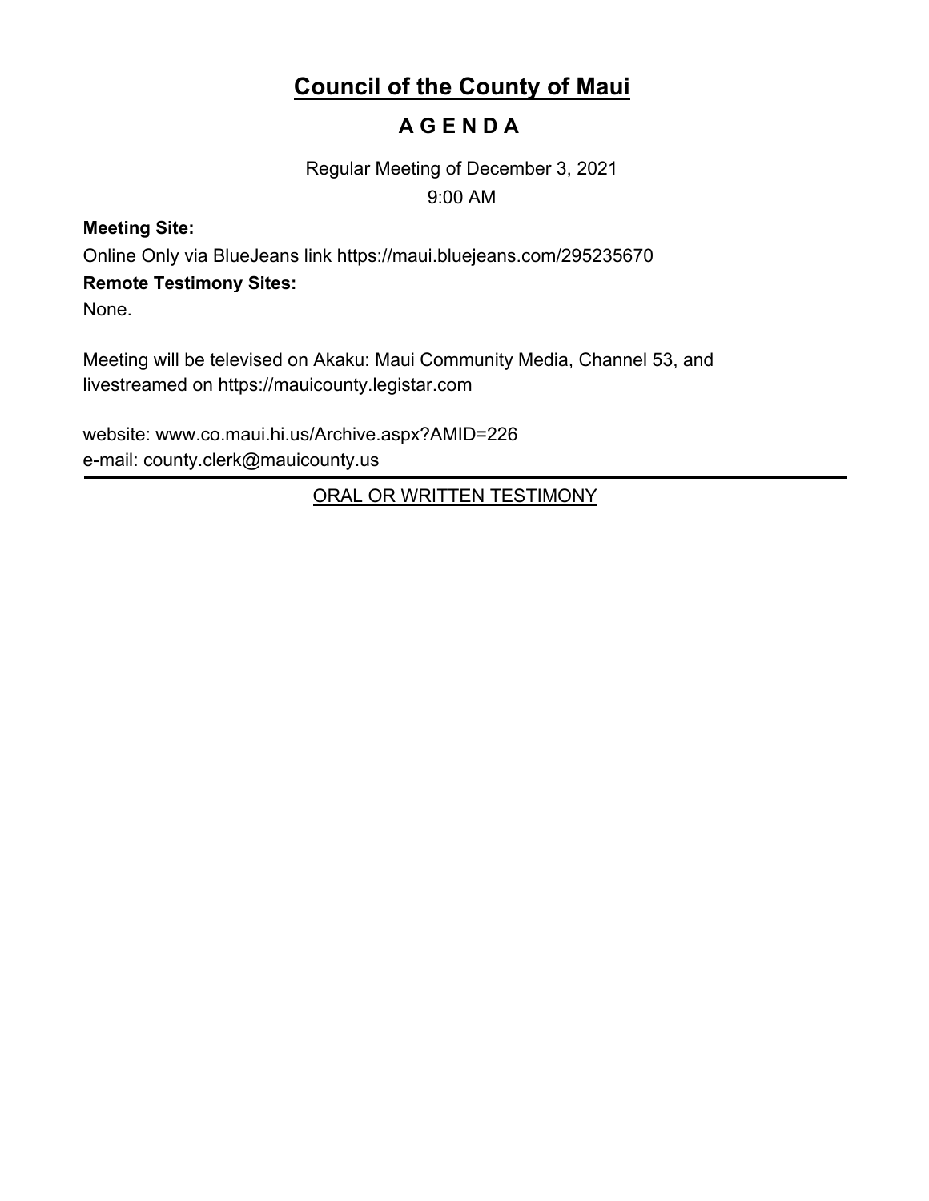# Council of the County of Maui

## A G E N D A

Regular Meeting of December 3, 2021

9:00 AM

**Meeting Site:**

Online Only via BlueJeans link https://maui.bluejeans.com/295235670

**Remote Testimony Sites:**

None.

Meeting will be televised on Akaku: Maui Community Media, Channel 53, and livestreamed on https://mauicounty.legistar.com

website: www.co.maui.hi.us/Archive.aspx?AMID=226

e-mail: county.clerk@mauicounty.us

---

ORAL OR WRITTEN TESTIMONY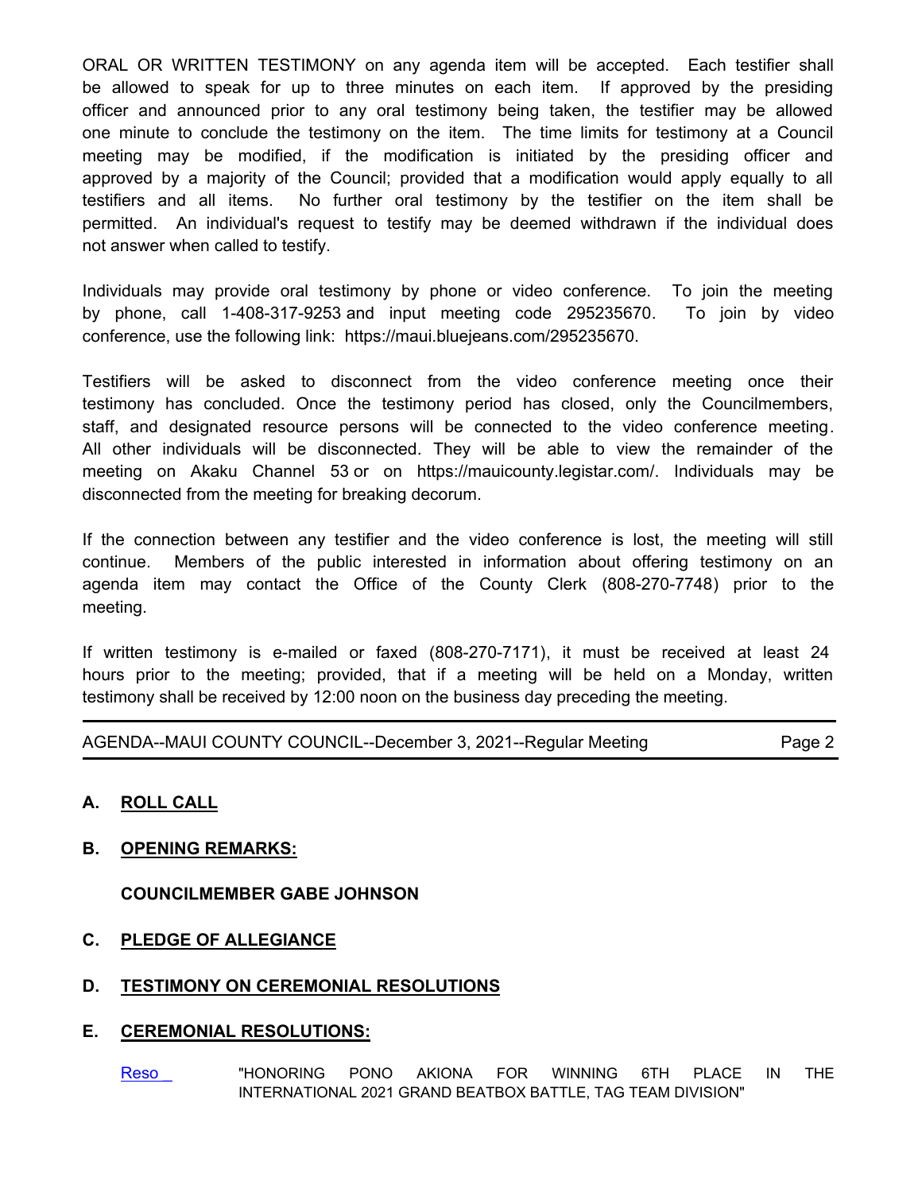ORAL OR WRITTEN TESTIMONY on any agenda item will be accepted. Each testifier shall be allowed to speak for up to three minutes on each item. If approved by the presiding officer and announced prior to any oral testimony being taken, the testifier may be allowed one minute to conclude the testimony on the item. The time limits for testimony at a Council meeting may be modified, if the modification is initiated by the presiding officer and approved by a majority of the Council; provided that a modification would apply equally to all testifiers and all items. No further oral testimony by the testifier on the item shall be permitted. An individual's request to testify may be deemed withdrawn if the individual does not answer when called to testify.

Individuals may provide oral testimony by phone or video conference. To join the meeting by phone, call 1-408-317-9253 and input meeting code 295235670. To join by video conference, use the following link: https://maui.bluejeans.com/295235670.

Testifiers will be asked to disconnect from the video conference meeting once their testimony has concluded. Once the testimony period has closed, only the Councilmembers, staff, and designated resource persons will be connected to the video conference meeting. All other individuals will be disconnected. They will be able to view the remainder of the meeting on Akaku Channel 53 or on https://mauicounty.legistar.com/. Individuals may be disconnected from the meeting for breaking decorum.

If the connection between any testifier and the video conference is lost, the meeting will still continue. Members of the public interested in information about offering testimony on an agenda item may contact the Office of the County Clerk (808-270-7748) prior to the meeting.

If written testimony is e-mailed or faxed (808-270-7171), it must be received at least 24 hours prior to the meeting; provided, that if a meeting will be held on a Monday, written testimony shall be received by 12:00 noon on the business day preceding the meeting.

## A. ROLL CALL

## B. OPENING REMARKS:

**COUNCILMEMBER GABE JOHNSON**

## C. PLEDGE OF ALLEGIANCE

## D. TESTIMONY ON CEREMONIAL RESOLUTIONS

## E. CEREMONIAL RESOLUTIONS:

Reso "HONORING PONO AKIONA FOR WINNING 6TH PLACE IN THE INTERNATIONAL 2021 GRAND BEATBOX BATTLE, TAG TEAM DIVISION"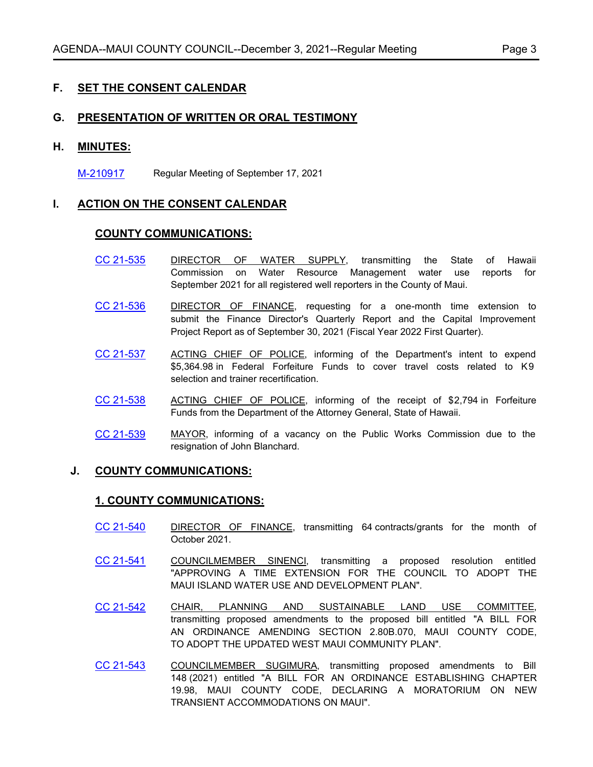## F. SET THE CONSENT CALENDAR

## G. PRESENTATION OF WRITTEN OR ORAL TESTIMONY

## H. MINUTES:

M-210917 Regular Meeting of September 17, 2021

## I. ACTION ON THE CONSENT CALENDAR

### COUNTY COMMUNICATIONS:

CC 21-535 DIRECTOR OF WATER SUPPLY, transmitting the State of Hawaii Commission on Water Resource Management water use reports for September 2021 for all registered well reporters in the County of Maui.

CC 21-536 DIRECTOR OF FINANCE, requesting for a one-month time extension to submit the Finance Director's Quarterly Report and the Capital Improvement Project Report as of September 30, 2021 (Fiscal Year 2022 First Quarter).

CC 21-537 ACTING CHIEF OF POLICE, informing of the Department's intent to expend $5,364.98 in Federal Forfeiture Funds to cover travel costs related to K9 selection and trainer recertification.

CC 21-538 ACTING CHIEF OF POLICE, informing of the receipt of $2,794 in Forfeiture Funds from the Department of the Attorney General, State of Hawaii.

CC 21-539 MAYOR, informing of a vacancy on the Public Works Commission due to the resignation of John Blanchard.

## J. COUNTY COMMUNICATIONS:

### 1. COUNTY COMMUNICATIONS:

CC 21-540 DIRECTOR OF FINANCE, transmitting 64 contracts/grants for the month of October 2021.

CC 21-541 COUNCILMEMBER SINENCI, transmitting a proposed resolution entitled "APPROVING A TIME EXTENSION FOR THE COUNCIL TO ADOPT THE MAUI ISLAND WATER USE AND DEVELOPMENT PLAN".

CC 21-542 CHAIR, PLANNING AND SUSTAINABLE LAND USE COMMITTEE, transmitting proposed amendments to the proposed bill entitled "A BILL FOR AN ORDINANCE AMENDING SECTION 2.80B.070, MAUI COUNTY CODE, TO ADOPT THE UPDATED WEST MAUI COMMUNITY PLAN".

CC 21-543 COUNCILMEMBER SUGIMURA, transmitting proposed amendments to Bill 148 (2021) entitled "A BILL FOR AN ORDINANCE ESTABLISHING CHAPTER 19.98, MAUI COUNTY CODE, DECLARING A MORATORIUM ON NEW TRANSIENT ACCOMMODATIONS ON MAUI".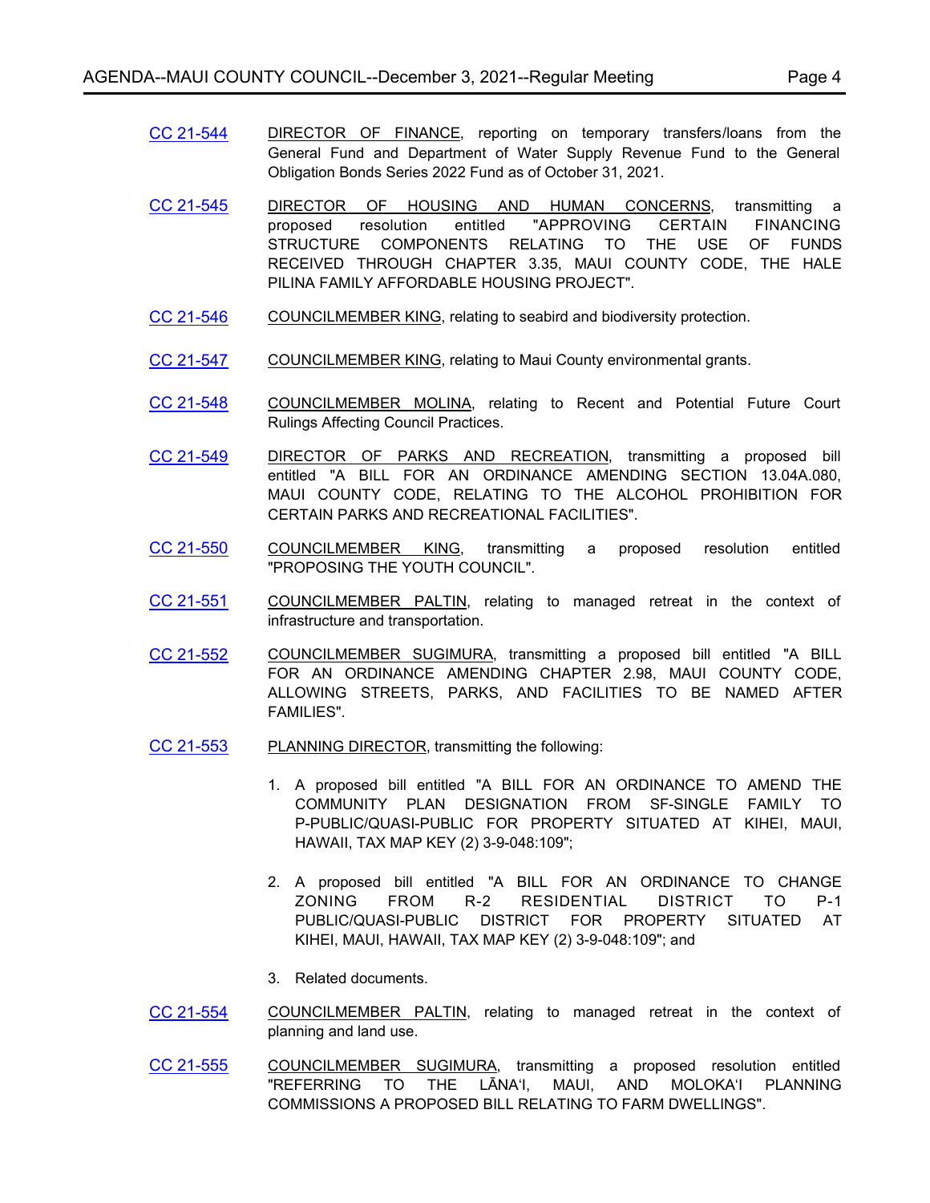CC 21-544 DIRECTOR OF FINANCE, reporting on temporary transfers/loans from the General Fund and Department of Water Supply Revenue Fund to the General Obligation Bonds Series 2022 Fund as of October 31, 2021.

CC 21-545 DIRECTOR OF HOUSING AND HUMAN CONCERNS, transmitting a proposed resolution entitled "APPROVING CERTAIN FINANCING STRUCTURE COMPONENTS RELATING TO THE USE OF FUNDS RECEIVED THROUGH CHAPTER 3.35, MAUI COUNTY CODE, THE HALE PILINA FAMILY AFFORDABLE HOUSING PROJECT".

CC 21-546 COUNCILMEMBER KING, relating to seabird and biodiversity protection.

CC 21-547 COUNCILMEMBER KING, relating to Maui County environmental grants.

CC 21-548 COUNCILMEMBER MOLINA, relating to Recent and Potential Future Court Rulings Affecting Council Practices.

CC 21-549 DIRECTOR OF PARKS AND RECREATION, transmitting a proposed bill entitled "A BILL FOR AN ORDINANCE AMENDING SECTION 13.04A.080, MAUI COUNTY CODE, RELATING TO THE ALCOHOL PROHIBITION FOR CERTAIN PARKS AND RECREATIONAL FACILITIES".

CC 21-550 COUNCILMEMBER KING, transmitting a proposed resolution entitled "PROPOSING THE YOUTH COUNCIL".

CC 21-551 COUNCILMEMBER PALTIN, relating to managed retreat in the context of infrastructure and transportation.

CC 21-552 COUNCILMEMBER SUGIMURA, transmitting a proposed bill entitled "A BILL FOR AN ORDINANCE AMENDING CHAPTER 2.98, MAUI COUNTY CODE, ALLOWING STREETS, PARKS, AND FACILITIES TO BE NAMED AFTER FAMILIES".

CC 21-553 PLANNING DIRECTOR, transmitting the following:

1. A proposed bill entitled "A BILL FOR AN ORDINANCE TO AMEND THE COMMUNITY PLAN DESIGNATION FROM SF-SINGLE FAMILY TO P-PUBLIC/QUASI-PUBLIC FOR PROPERTY SITUATED AT KIHEI, MAUI, HAWAII, TAX MAP KEY (2) 3-9-048:109";

2. A proposed bill entitled "A BILL FOR AN ORDINANCE TO CHANGE ZONING FROM R-2 RESIDENTIAL DISTRICT TO P-1 PUBLIC/QUASI-PUBLIC DISTRICT FOR PROPERTY SITUATED AT KIHEI, MAUI, HAWAII, TAX MAP KEY (2) 3-9-048:109"; and

3. Related documents.

CC 21-554 COUNCILMEMBER PALTIN, relating to managed retreat in the context of planning and land use.

CC 21-555 COUNCILMEMBER SUGIMURA, transmitting a proposed resolution entitled "REFERRING TO THE LĀNA'I, MAUI, AND MOLOKA'I PLANNING COMMISSIONS A PROPOSED BILL RELATING TO FARM DWELLINGS".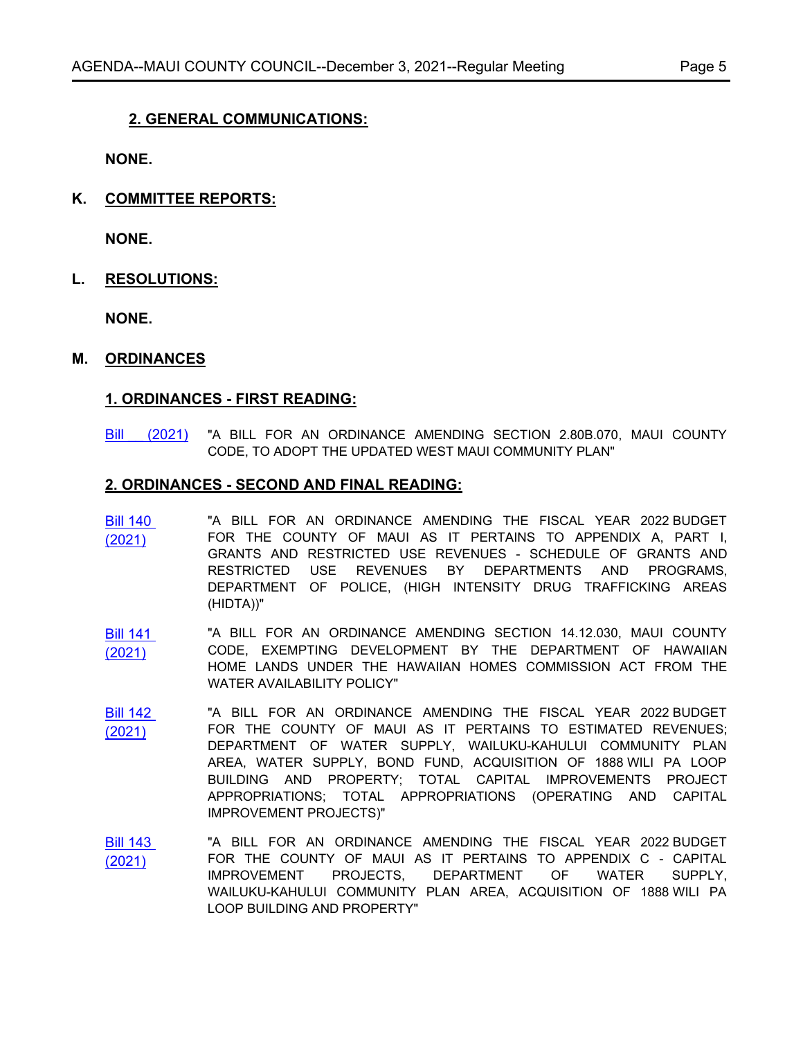**2. GENERAL COMMUNICATIONS:**

**NONE.**

## K. COMMITTEE REPORTS:

**NONE.**

## L. RESOLUTIONS:

**NONE.**

## M. ORDINANCES

### 1. ORDINANCES - FIRST READING:

Bill __ (2021) "A BILL FOR AN ORDINANCE AMENDING SECTION 2.80B.070, MAUI COUNTY CODE, TO ADOPT THE UPDATED WEST MAUI COMMUNITY PLAN"

### 2. ORDINANCES - SECOND AND FINAL READING:

Bill 140 (2021) "A BILL FOR AN ORDINANCE AMENDING THE FISCAL YEAR 2022 BUDGET FOR THE COUNTY OF MAUI AS IT PERTAINS TO APPENDIX A, PART I, GRANTS AND RESTRICTED USE REVENUES - SCHEDULE OF GRANTS AND RESTRICTED USE REVENUES BY DEPARTMENTS AND PROGRAMS, DEPARTMENT OF POLICE, (HIGH INTENSITY DRUG TRAFFICKING AREAS (HIDTA))"

Bill 141 (2021) "A BILL FOR AN ORDINANCE AMENDING SECTION 14.12.030, MAUI COUNTY CODE, EXEMPTING DEVELOPMENT BY THE DEPARTMENT OF HAWAIIAN HOME LANDS UNDER THE HAWAIIAN HOMES COMMISSION ACT FROM THE WATER AVAILABILITY POLICY"

Bill 142 (2021) "A BILL FOR AN ORDINANCE AMENDING THE FISCAL YEAR 2022 BUDGET FOR THE COUNTY OF MAUI AS IT PERTAINS TO ESTIMATED REVENUES; DEPARTMENT OF WATER SUPPLY, WAILUKU-KAHULUI COMMUNITY PLAN AREA, WATER SUPPLY, BOND FUND, ACQUISITION OF 1888 WILI PA LOOP BUILDING AND PROPERTY; TOTAL CAPITAL IMPROVEMENTS PROJECT APPROPRIATIONS; TOTAL APPROPRIATIONS (OPERATING AND CAPITAL IMPROVEMENT PROJECTS)"

Bill 143 (2021) "A BILL FOR AN ORDINANCE AMENDING THE FISCAL YEAR 2022 BUDGET FOR THE COUNTY OF MAUI AS IT PERTAINS TO APPENDIX C - CAPITAL IMPROVEMENT PROJECTS, DEPARTMENT OF WATER SUPPLY, WAILUKU-KAHULUI COMMUNITY PLAN AREA, ACQUISITION OF 1888 WILI PA LOOP BUILDING AND PROPERTY"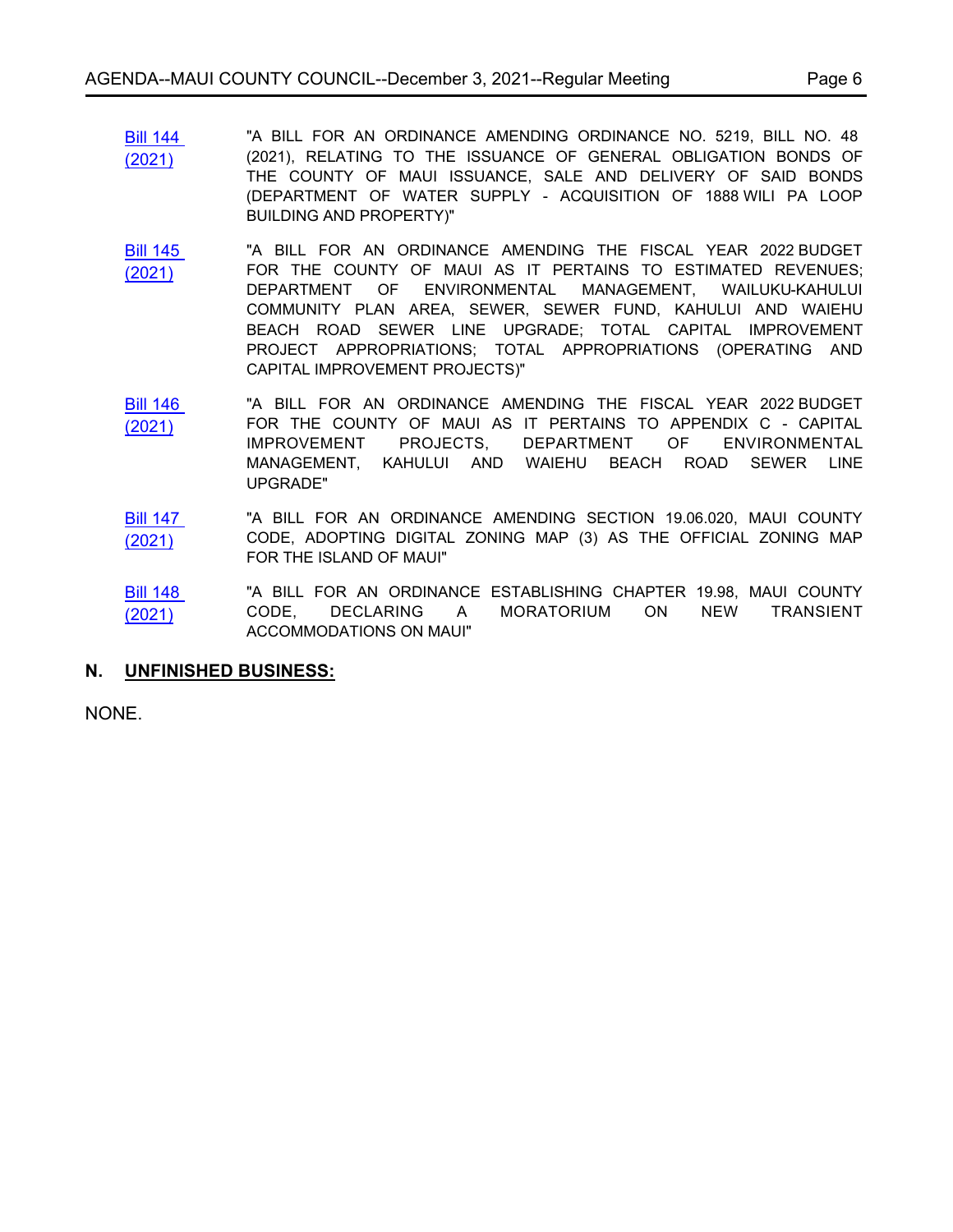Bill 144 (2021) "A BILL FOR AN ORDINANCE AMENDING ORDINANCE NO. 5219, BILL NO. 48 (2021), RELATING TO THE ISSUANCE OF GENERAL OBLIGATION BONDS OF THE COUNTY OF MAUI ISSUANCE, SALE AND DELIVERY OF SAID BONDS (DEPARTMENT OF WATER SUPPLY - ACQUISITION OF 1888 WILI PA LOOP BUILDING AND PROPERTY)"

Bill 145 (2021) "A BILL FOR AN ORDINANCE AMENDING THE FISCAL YEAR 2022 BUDGET FOR THE COUNTY OF MAUI AS IT PERTAINS TO ESTIMATED REVENUES; DEPARTMENT OF ENVIRONMENTAL MANAGEMENT, WAILUKU-KAHULUI COMMUNITY PLAN AREA, SEWER, SEWER FUND, KAHULUI AND WAIEHU BEACH ROAD SEWER LINE UPGRADE; TOTAL CAPITAL IMPROVEMENT PROJECT APPROPRIATIONS; TOTAL APPROPRIATIONS (OPERATING AND CAPITAL IMPROVEMENT PROJECTS)"

Bill 146 (2021) "A BILL FOR AN ORDINANCE AMENDING THE FISCAL YEAR 2022 BUDGET FOR THE COUNTY OF MAUI AS IT PERTAINS TO APPENDIX C - CAPITAL IMPROVEMENT PROJECTS, DEPARTMENT OF ENVIRONMENTAL MANAGEMENT, KAHULUI AND WAIEHU BEACH ROAD SEWER LINE UPGRADE"

Bill 147 (2021) "A BILL FOR AN ORDINANCE AMENDING SECTION 19.06.020, MAUI COUNTY CODE, ADOPTING DIGITAL ZONING MAP (3) AS THE OFFICIAL ZONING MAP FOR THE ISLAND OF MAUI"

Bill 148 (2021) "A BILL FOR AN ORDINANCE ESTABLISHING CHAPTER 19.98, MAUI COUNTY CODE, DECLARING A MORATORIUM ON NEW TRANSIENT ACCOMMODATIONS ON MAUI"

## N. UNFINISHED BUSINESS:

NONE.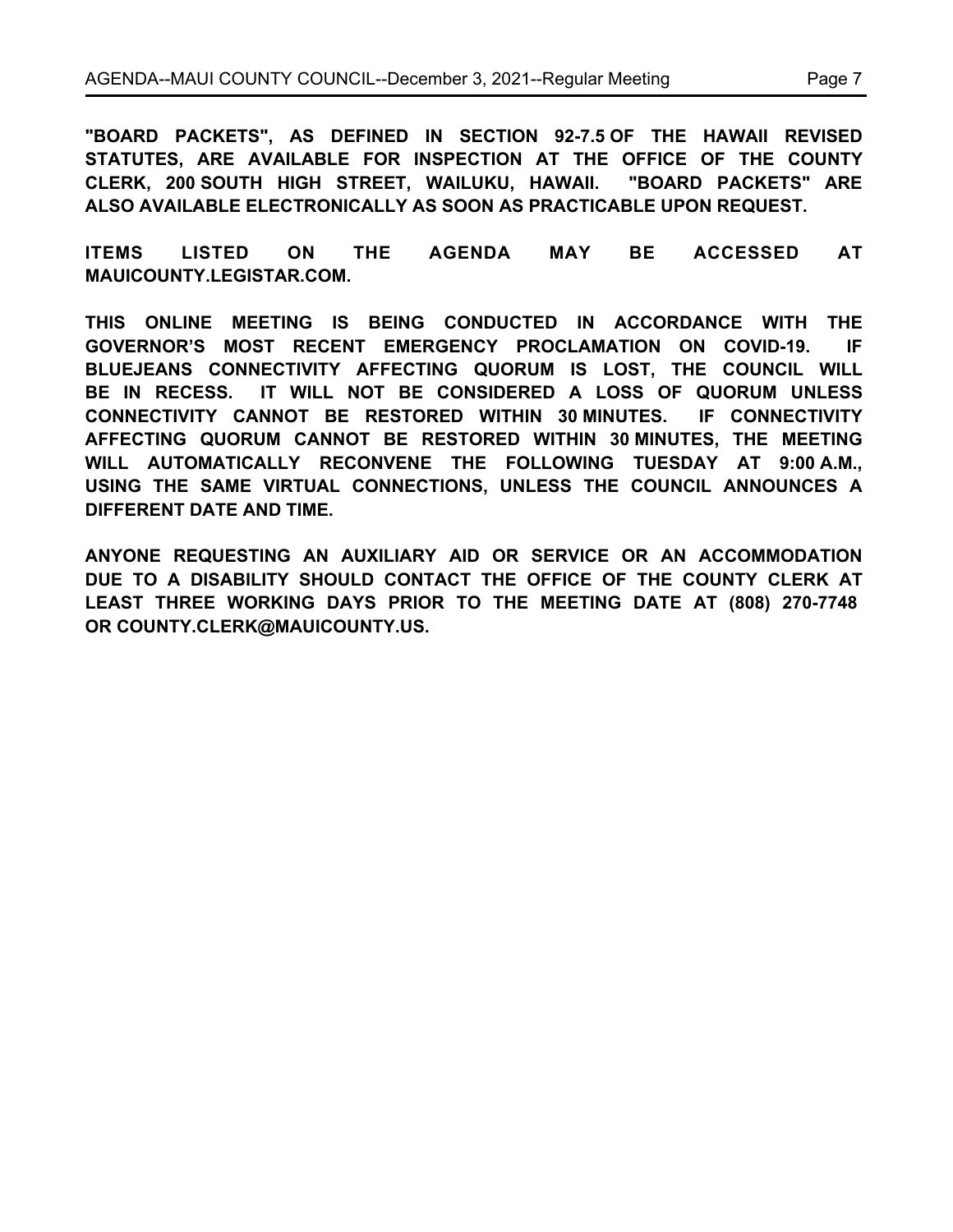**"BOARD PACKETS", AS DEFINED IN SECTION 92-7.5 OF THE HAWAII REVISED STATUTES, ARE AVAILABLE FOR INSPECTION AT THE OFFICE OF THE COUNTY CLERK, 200 SOUTH HIGH STREET, WAILUKU, HAWAII. "BOARD PACKETS" ARE ALSO AVAILABLE ELECTRONICALLY AS SOON AS PRACTICABLE UPON REQUEST.**

**ITEMS LISTED ON THE AGENDA MAY BE ACCESSED AT MAUICOUNTY.LEGISTAR.COM.**

**THIS ONLINE MEETING IS BEING CONDUCTED IN ACCORDANCE WITH THE GOVERNOR'S MOST RECENT EMERGENCY PROCLAMATION ON COVID-19. IF BLUEJEANS CONNECTIVITY AFFECTING QUORUM IS LOST, THE COUNCIL WILL BE IN RECESS. IT WILL NOT BE CONSIDERED A LOSS OF QUORUM UNLESS CONNECTIVITY CANNOT BE RESTORED WITHIN 30 MINUTES. IF CONNECTIVITY AFFECTING QUORUM CANNOT BE RESTORED WITHIN 30 MINUTES, THE MEETING WILL AUTOMATICALLY RECONVENE THE FOLLOWING TUESDAY AT 9:00 A.M., USING THE SAME VIRTUAL CONNECTIONS, UNLESS THE COUNCIL ANNOUNCES A DIFFERENT DATE AND TIME.**

**ANYONE REQUESTING AN AUXILIARY AID OR SERVICE OR AN ACCOMMODATION DUE TO A DISABILITY SHOULD CONTACT THE OFFICE OF THE COUNTY CLERK AT LEAST THREE WORKING DAYS PRIOR TO THE MEETING DATE AT (808) 270-7748 OR COUNTY.CLERK@MAUICOUNTY.US.**